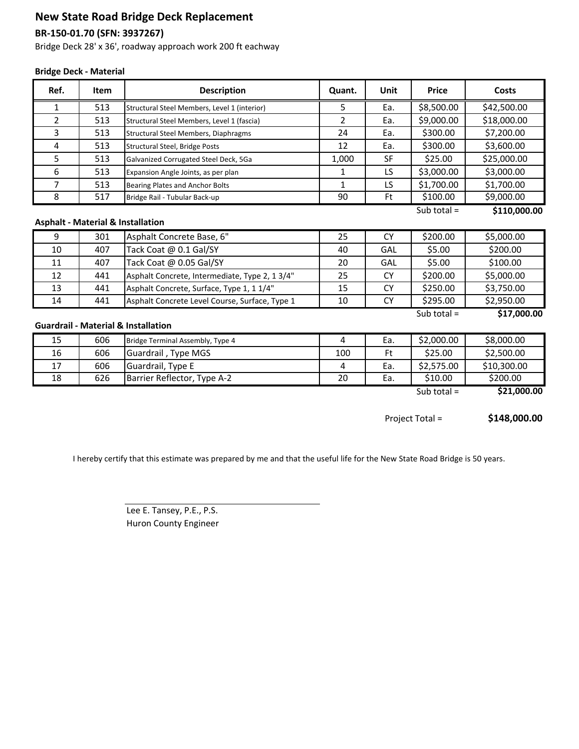# New State Road Bridge Deck Replacement

**BR-150-01.70 (SFN: 3937267)**

Bridge Deck 28' x 36', roadway approach work 200 ft eachway

**Bridge Deck - Material**

| Ref. | Item | Description | Quant. | Unit | Price | Costs |
|---|---|---|---|---|---|---|
| 1 | 513 | Structural Steel Members, Level 1 (interior) | 5 | Ea. | $8,500.00 | $42,500.00 |
| 2 | 513 | Structural Steel Members, Level 1 (fascia) | 2 | Ea. | $9,000.00 | $18,000.00 |
| 3 | 513 | Structural Steel Members, Diaphragms | 24 | Ea. | $300.00 | $7,200.00 |
| 4 | 513 | Structural Steel, Bridge Posts | 12 | Ea. | $300.00 | $3,600.00 |
| 5 | 513 | Galvanized Corrugated Steel Deck, 5Ga | 1,000 | SF | $25.00 | $25,000.00 |
| 6 | 513 | Expansion Angle Joints, as per plan | 1 | LS | $3,000.00 | $3,000.00 |
| 7 | 513 | Bearing Plates and Anchor Bolts | 1 | LS | $1,700.00 | $1,700.00 |
| 8 | 517 | Bridge Rail - Tubular Back-up | 90 | Ft | $100.00 | $9,000.00 |
| | | | | | Sub total = | **$110,000.00** |

**Asphalt - Material & Installation**

| Ref. | Item | Description | Quant. | Unit | Price | Costs |
|---|---|---|---|---|---|---|
| 9 | 301 | Asphalt Concrete Base, 6" | 25 | CY | $200.00 | $5,000.00 |
| 10 | 407 | Tack Coat @ 0.1 Gal/SY | 40 | GAL | $5.00 | $200.00 |
| 11 | 407 | Tack Coat @ 0.05 Gal/SY | 20 | GAL | $5.00 | $100.00 |
| 12 | 441 | Asphalt Concrete, Intermediate, Type 2, 1 3/4" | 25 | CY | $200.00 | $5,000.00 |
| 13 | 441 | Asphalt Concrete, Surface, Type 1, 1 1/4" | 15 | CY | $250.00 | $3,750.00 |
| 14 | 441 | Asphalt Concrete Level Course, Surface, Type 1 | 10 | CY | $295.00 | $2,950.00 |
| | | | | | Sub total = | **$17,000.00** |

**Guardrail - Material & Installation**

| Ref. | Item | Description | Quant. | Unit | Price | Costs |
|---|---|---|---|---|---|---|
| 15 | 606 | Bridge Terminal Assembly, Type 4 | 4 | Ea. | $2,000.00 | $8,000.00 |
| 16 | 606 | Guardrail , Type MGS | 100 | Ft | $25.00 | $2,500.00 |
| 17 | 606 | Guardrail, Type E | 4 | Ea. | $2,575.00 | $10,300.00 |
| 18 | 626 | Barrier Reflector, Type A-2 | 20 | Ea. | $10.00 | $200.00 |
| | | | | | Sub total = | **$21,000.00** |

Project Total = **$148,000.00**

I hereby certify that this estimate was prepared by me and that the useful life for the New State Road Bridge is 50 years.

Lee E. Tansey, P.E., P.S.
Huron County Engineer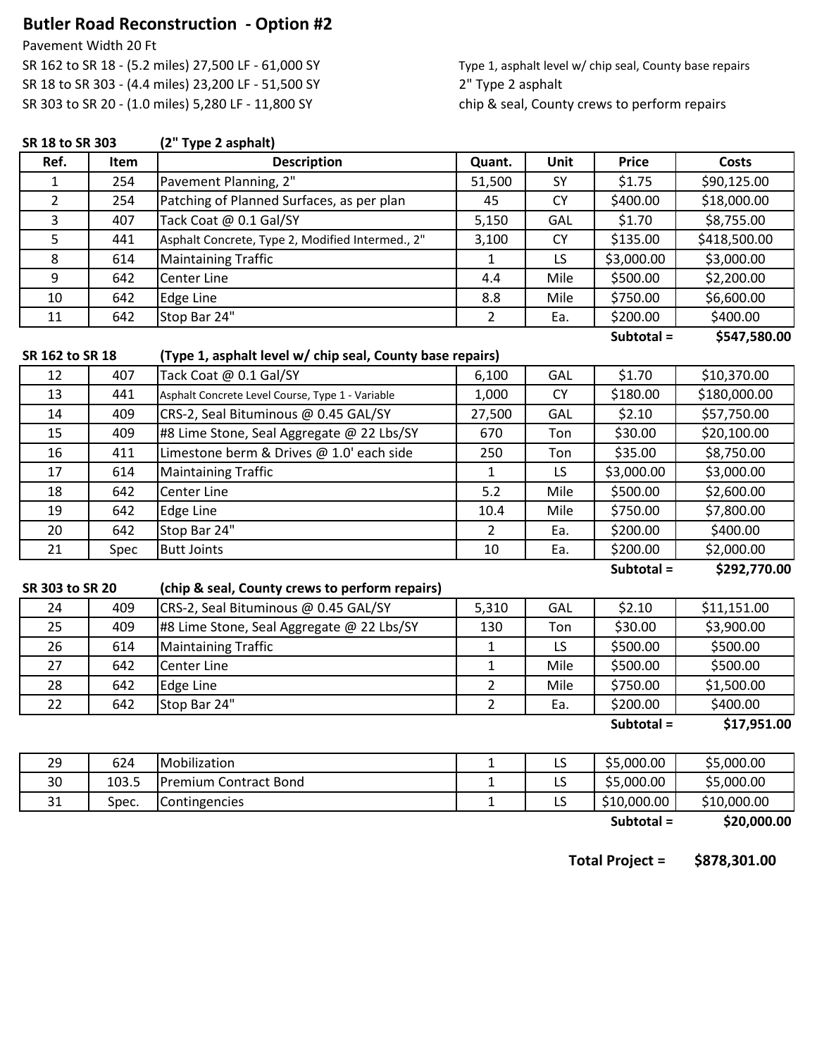# Butler Road Reconstruction - Option #2

Pavement Width 20 Ft

SR 162 to SR 18 - (5.2 miles) 27,500 LF - 61,000 SY — Type 1, asphalt level w/ chip seal, County base repairs

SR 18 to SR 303 - (4.4 miles) 23,200 LF - 51,500 SY — 2" Type 2 asphalt

SR 303 to SR 20 - (1.0 miles) 5,280 LF - 11,800 SY — chip & seal, County crews to perform repairs

**SR 18 to SR 303** **(2" Type 2 asphalt)**

| Ref. | Item | Description | Quant. | Unit | Price | Costs |
|---|---|---|---|---|---|---|
| 1 | 254 | Pavement Planning, 2" | 51,500 | SY | $1.75 | $90,125.00 |
| 2 | 254 | Patching of Planned Surfaces, as per plan | 45 | CY | $400.00 | $18,000.00 |
| 3 | 407 | Tack Coat @ 0.1 Gal/SY | 5,150 | GAL | $1.70 | $8,755.00 |
| 5 | 441 | Asphalt Concrete, Type 2, Modified Intermed., 2" | 3,100 | CY | $135.00 | $418,500.00 |
| 8 | 614 | Maintaining Traffic | 1 | LS | $3,000.00 | $3,000.00 |
| 9 | 642 | Center Line | 4.4 | Mile | $500.00 | $2,200.00 |
| 10 | 642 | Edge Line | 8.8 | Mile | $750.00 | $6,600.00 |
| 11 | 642 | Stop Bar 24" | 2 | Ea. | $200.00 | $400.00 |
| | | | | | **Subtotal =** | **$547,580.00** |

**SR 162 to SR 18** **(Type 1, asphalt level w/ chip seal, County base repairs)**

| Ref. | Item | Description | Quant. | Unit | Price | Costs |
|---|---|---|---|---|---|---|
| 12 | 407 | Tack Coat @ 0.1 Gal/SY | 6,100 | GAL | $1.70 | $10,370.00 |
| 13 | 441 | Asphalt Concrete Level Course, Type 1 - Variable | 1,000 | CY | $180.00 | $180,000.00 |
| 14 | 409 | CRS-2, Seal Bituminous @ 0.45 GAL/SY | 27,500 | GAL | $2.10 | $57,750.00 |
| 15 | 409 | #8 Lime Stone, Seal Aggregate @ 22 Lbs/SY | 670 | Ton | $30.00 | $20,100.00 |
| 16 | 411 | Limestone berm & Drives @ 1.0' each side | 250 | Ton | $35.00 | $8,750.00 |
| 17 | 614 | Maintaining Traffic | 1 | LS | $3,000.00 | $3,000.00 |
| 18 | 642 | Center Line | 5.2 | Mile | $500.00 | $2,600.00 |
| 19 | 642 | Edge Line | 10.4 | Mile | $750.00 | $7,800.00 |
| 20 | 642 | Stop Bar 24" | 2 | Ea. | $200.00 | $400.00 |
| 21 | Spec | Butt Joints | 10 | Ea. | $200.00 | $2,000.00 |
| | | | | | **Subtotal =** | **$292,770.00** |

**SR 303 to SR 20** **(chip & seal, County crews to perform repairs)**

| Ref. | Item | Description | Quant. | Unit | Price | Costs |
|---|---|---|---|---|---|---|
| 24 | 409 | CRS-2, Seal Bituminous @ 0.45 GAL/SY | 5,310 | GAL | $2.10 | $11,151.00 |
| 25 | 409 | #8 Lime Stone, Seal Aggregate @ 22 Lbs/SY | 130 | Ton | $30.00 | $3,900.00 |
| 26 | 614 | Maintaining Traffic | 1 | LS | $500.00 | $500.00 |
| 27 | 642 | Center Line | 1 | Mile | $500.00 | $500.00 |
| 28 | 642 | Edge Line | 2 | Mile | $750.00 | $1,500.00 |
| 22 | 642 | Stop Bar 24" | 2 | Ea. | $200.00 | $400.00 |
| | | | | | **Subtotal =** | **$17,951.00** |

| Ref. | Item | Description | Quant. | Unit | Price | Costs |
|---|---|---|---|---|---|---|
| 29 | 624 | Mobilization | 1 | LS | $5,000.00 | $5,000.00 |
| 30 | 103.5 | Premium Contract Bond | 1 | LS | $5,000.00 | $5,000.00 |
| 31 | Spec. | Contingencies | 1 | LS | $10,000.00 | $10,000.00 |
| | | | | | **Subtotal =** | **$20,000.00** |

**Total Project = $878,301.00**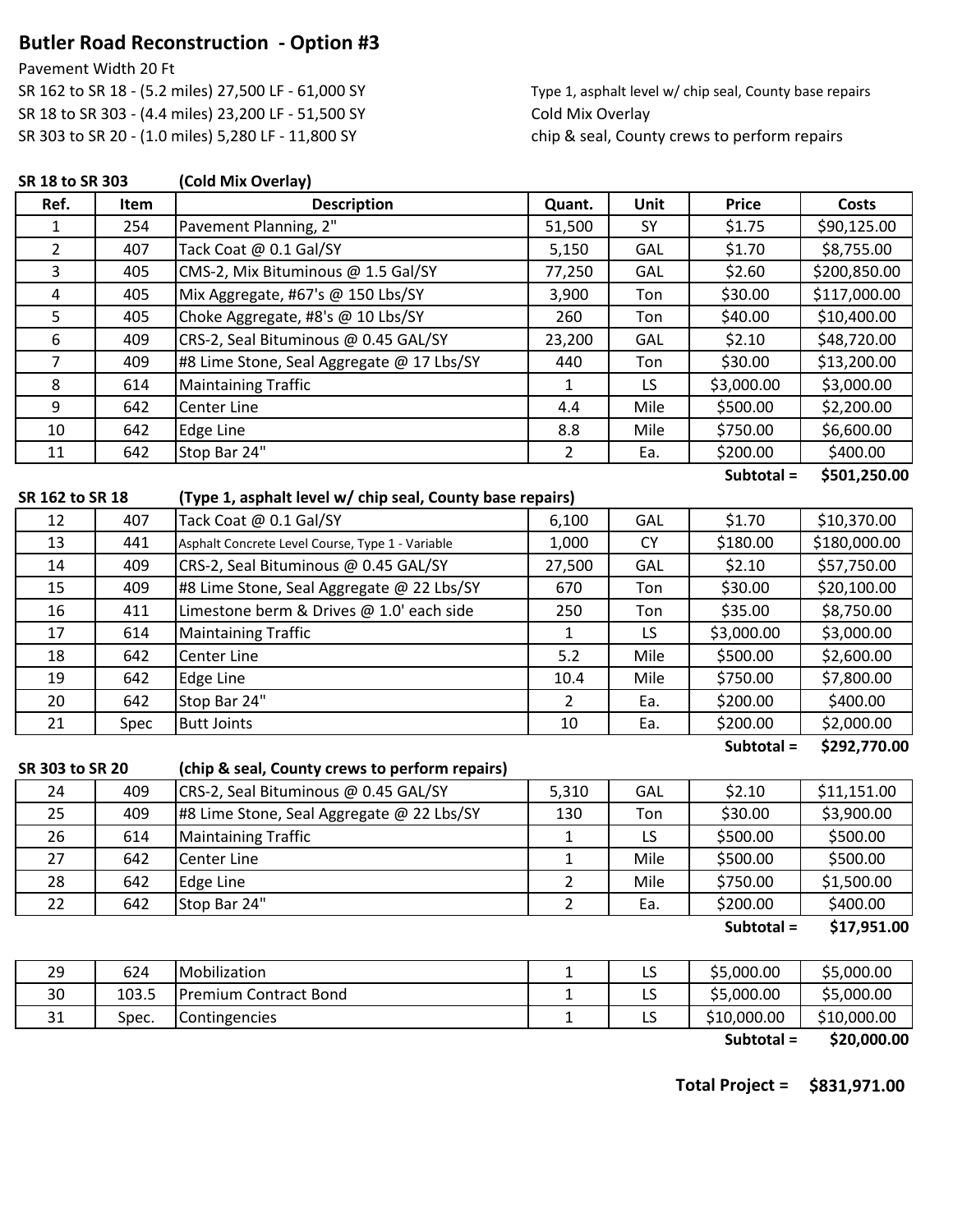## Butler Road Reconstruction - Option #3

Pavement Width 20 Ft

SR 162 to SR 18 - (5.2 miles) 27,500 LF - 61,000 SY — Type 1, asphalt level w/ chip seal, County base repairs

SR 18 to SR 303 - (4.4 miles) 23,200 LF - 51,500 SY — Cold Mix Overlay

SR 303 to SR 20 - (1.0 miles) 5,280 LF - 11,800 SY — chip & seal, County crews to perform repairs

**SR 18 to SR 303** **(Cold Mix Overlay)**

| Ref. | Item | Description | Quant. | Unit | Price | Costs |
|---|---|---|---|---|---|---|
| 1 | 254 | Pavement Planning, 2" | 51,500 | SY | $1.75 | $90,125.00 |
| 2 | 407 | Tack Coat @ 0.1 Gal/SY | 5,150 | GAL | $1.70 | $8,755.00 |
| 3 | 405 | CMS-2, Mix Bituminous @ 1.5 Gal/SY | 77,250 | GAL | $2.60 | $200,850.00 |
| 4 | 405 | Mix Aggregate, #67's @ 150 Lbs/SY | 3,900 | Ton | $30.00 | $117,000.00 |
| 5 | 405 | Choke Aggregate, #8's @ 10 Lbs/SY | 260 | Ton | $40.00 | $10,400.00 |
| 6 | 409 | CRS-2, Seal Bituminous @ 0.45 GAL/SY | 23,200 | GAL | $2.10 | $48,720.00 |
| 7 | 409 | #8 Lime Stone, Seal Aggregate @ 17 Lbs/SY | 440 | Ton | $30.00 | $13,200.00 |
| 8 | 614 | Maintaining Traffic | 1 | LS | $3,000.00 | $3,000.00 |
| 9 | 642 | Center Line | 4.4 | Mile | $500.00 | $2,200.00 |
| 10 | 642 | Edge Line | 8.8 | Mile | $750.00 | $6,600.00 |
| 11 | 642 | Stop Bar 24" | 2 | Ea. | $200.00 | $400.00 |
| | | | | | **Subtotal =** | **$501,250.00** |

**SR 162 to SR 18** **(Type 1, asphalt level w/ chip seal, County base repairs)**

| Ref. | Item | Description | Quant. | Unit | Price | Costs |
|---|---|---|---|---|---|---|
| 12 | 407 | Tack Coat @ 0.1 Gal/SY | 6,100 | GAL | $1.70 | $10,370.00 |
| 13 | 441 | Asphalt Concrete Level Course, Type 1 - Variable | 1,000 | CY | $180.00 | $180,000.00 |
| 14 | 409 | CRS-2, Seal Bituminous @ 0.45 GAL/SY | 27,500 | GAL | $2.10 | $57,750.00 |
| 15 | 409 | #8 Lime Stone, Seal Aggregate @ 22 Lbs/SY | 670 | Ton | $30.00 | $20,100.00 |
| 16 | 411 | Limestone berm & Drives @ 1.0' each side | 250 | Ton | $35.00 | $8,750.00 |
| 17 | 614 | Maintaining Traffic | 1 | LS | $3,000.00 | $3,000.00 |
| 18 | 642 | Center Line | 5.2 | Mile | $500.00 | $2,600.00 |
| 19 | 642 | Edge Line | 10.4 | Mile | $750.00 | $7,800.00 |
| 20 | 642 | Stop Bar 24" | 2 | Ea. | $200.00 | $400.00 |
| 21 | Spec | Butt Joints | 10 | Ea. | $200.00 | $2,000.00 |
| | | | | | **Subtotal =** | **$292,770.00** |

**SR 303 to SR 20** **(chip & seal, County crews to perform repairs)**

| Ref. | Item | Description | Quant. | Unit | Price | Costs |
|---|---|---|---|---|---|---|
| 24 | 409 | CRS-2, Seal Bituminous @ 0.45 GAL/SY | 5,310 | GAL | $2.10 | $11,151.00 |
| 25 | 409 | #8 Lime Stone, Seal Aggregate @ 22 Lbs/SY | 130 | Ton | $30.00 | $3,900.00 |
| 26 | 614 | Maintaining Traffic | 1 | LS | $500.00 | $500.00 |
| 27 | 642 | Center Line | 1 | Mile | $500.00 | $500.00 |
| 28 | 642 | Edge Line | 2 | Mile | $750.00 | $1,500.00 |
| 22 | 642 | Stop Bar 24" | 2 | Ea. | $200.00 | $400.00 |
| | | | | | **Subtotal =** | **$17,951.00** |

| | | | | | | |
|---|---|---|---|---|---|---|
| 29 | 624 | Mobilization | 1 | LS | $5,000.00 | $5,000.00 |
| 30 | 103.5 | Premium Contract Bond | 1 | LS | $5,000.00 | $5,000.00 |
| 31 | Spec. | Contingencies | 1 | LS | $10,000.00 | $10,000.00 |
| | | | | | **Subtotal =** | **$20,000.00** |

**Total Project = $831,971.00**